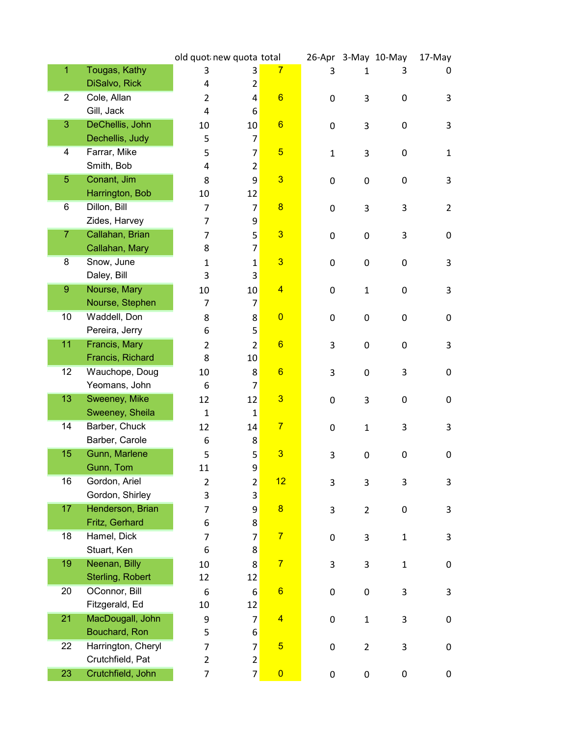| | | old quota | new quota | total | 26-Apr | 3-May | 10-May | 17-May |
|---|---|---|---|---|---|---|---|---|
| 1 | Tougas, Kathy | 3 | 3 | 7 | 3 | 1 | 3 | 0 |
| | DiSalvo, Rick | 4 | 2 | | | | | |
| 2 | Cole, Allan | 2 | 4 | 6 | 0 | 3 | 0 | 3 |
| | Gill, Jack | 4 | 6 | | | | | |
| 3 | DeChellis, John | 10 | 10 | 6 | 0 | 3 | 0 | 3 |
| | Dechellis, Judy | 5 | 7 | | | | | |
| 4 | Farrar, Mike | 5 | 7 | 5 | 1 | 3 | 0 | 1 |
| | Smith, Bob | 4 | 2 | | | | | |
| 5 | Conant, Jim | 8 | 9 | 3 | 0 | 0 | 0 | 3 |
| | Harrington, Bob | 10 | 12 | | | | | |
| 6 | Dillon, Bill | 7 | 7 | 8 | 0 | 3 | 3 | 2 |
| | Zides, Harvey | 7 | 9 | | | | | |
| 7 | Callahan, Brian | 7 | 5 | 3 | 0 | 0 | 3 | 0 |
| | Callahan, Mary | 8 | 7 | | | | | |
| 8 | Snow, June | 1 | 1 | 3 | 0 | 0 | 0 | 3 |
| | Daley, Bill | 3 | 3 | | | | | |
| 9 | Nourse, Mary | 10 | 10 | 4 | 0 | 1 | 0 | 3 |
| | Nourse, Stephen | 7 | 7 | | | | | |
| 10 | Waddell, Don | 8 | 8 | 0 | 0 | 0 | 0 | 0 |
| | Pereira, Jerry | 6 | 5 | | | | | |
| 11 | Francis, Mary | 2 | 2 | 6 | 3 | 0 | 0 | 3 |
| | Francis, Richard | 8 | 10 | | | | | |
| 12 | Wauchope, Doug | 10 | 8 | 6 | 3 | 0 | 3 | 0 |
| | Yeomans, John | 6 | 7 | | | | | |
| 13 | Sweeney, Mike | 12 | 12 | 3 | 0 | 3 | 0 | 0 |
| | Sweeney, Sheila | 1 | 1 | | | | | |
| 14 | Barber, Chuck | 12 | 14 | 7 | 0 | 1 | 3 | 3 |
| | Barber, Carole | 6 | 8 | | | | | |
| 15 | Gunn, Marlene | 5 | 5 | 3 | 3 | 0 | 0 | 0 |
| | Gunn, Tom | 11 | 9 | | | | | |
| 16 | Gordon, Ariel | 2 | 2 | 12 | 3 | 3 | 3 | 3 |
| | Gordon, Shirley | 3 | 3 | | | | | |
| 17 | Henderson, Brian | 7 | 9 | 8 | 3 | 2 | 0 | 3 |
| | Fritz, Gerhard | 6 | 8 | | | | | |
| 18 | Hamel, Dick | 7 | 7 | 7 | 0 | 3 | 1 | 3 |
| | Stuart, Ken | 6 | 8 | | | | | |
| 19 | Neenan, Billy | 10 | 8 | 7 | 3 | 3 | 1 | 0 |
| | Sterling, Robert | 12 | 12 | | | | | |
| 20 | OConnor, Bill | 6 | 6 | 6 | 0 | 0 | 3 | 3 |
| | Fitzgerald, Ed | 10 | 12 | | | | | |
| 21 | MacDougall, John | 9 | 7 | 4 | 0 | 1 | 3 | 0 |
| | Bouchard, Ron | 5 | 6 | | | | | |
| 22 | Harrington, Cheryl | 7 | 7 | 5 | 0 | 2 | 3 | 0 |
| | Crutchfield, Pat | 2 | 2 | | | | | |
| 23 | Crutchfield, John | 7 | 7 | 0 | 0 | 0 | 0 | 0 |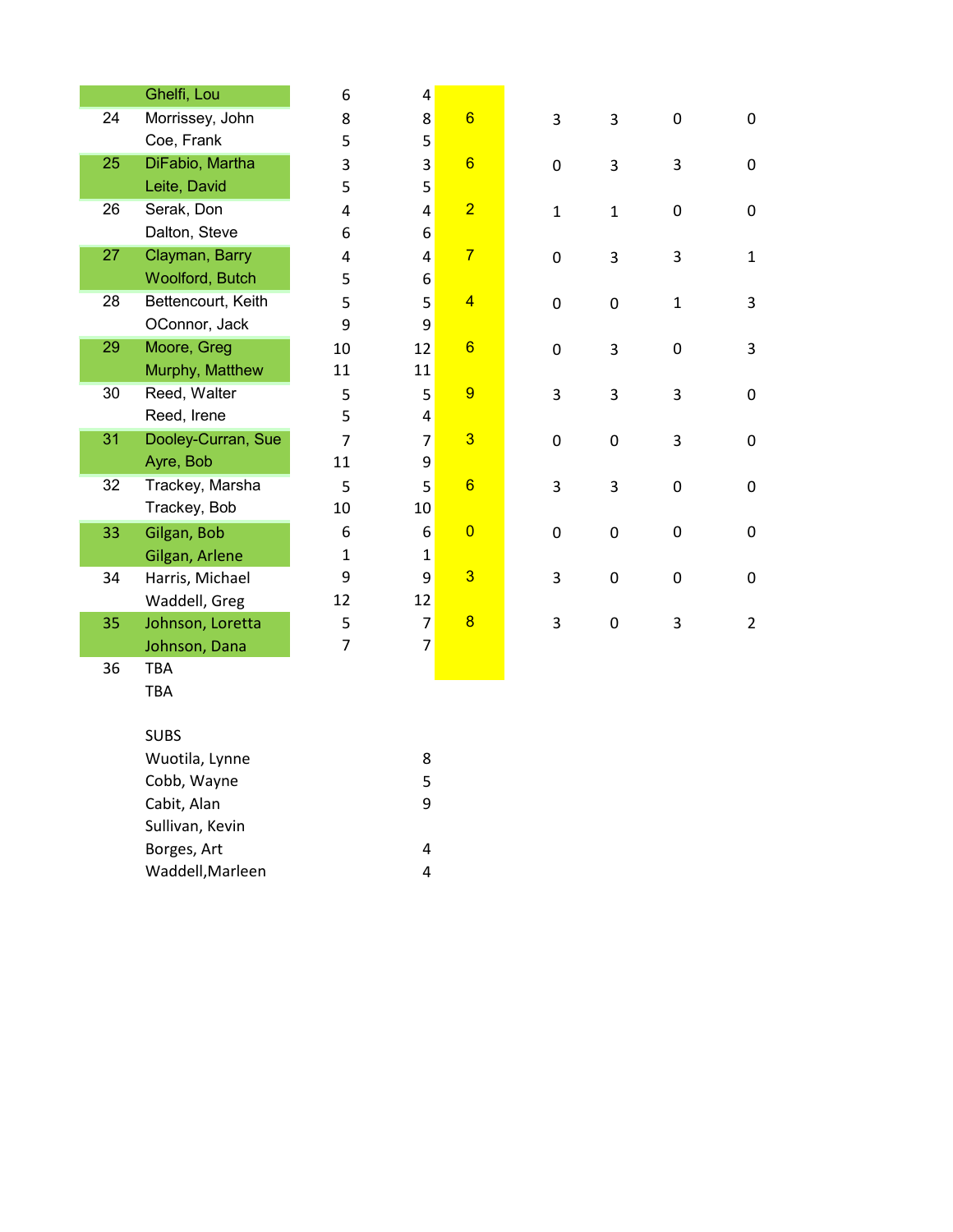| | | | | | | | | |
|---|---|---|---|---|---|---|---|---|
| | Ghelfi, Lou | 6 | 4 | | | | | |
| 24 | Morrissey, John | 8 | 8 | 6 | 3 | 3 | 0 | 0 |
| | Coe, Frank | 5 | 5 | | | | | |
| 25 | DiFabio, Martha | 3 | 3 | 6 | 0 | 3 | 3 | 0 |
| | Leite, David | 5 | 5 | | | | | |
| 26 | Serak, Don | 4 | 4 | 2 | 1 | 1 | 0 | 0 |
| | Dalton, Steve | 6 | 6 | | | | | |
| 27 | Clayman, Barry | 4 | 4 | 7 | 0 | 3 | 3 | 1 |
| | Woolford, Butch | 5 | 6 | | | | | |
| 28 | Bettencourt, Keith | 5 | 5 | 4 | 0 | 0 | 1 | 3 |
| | OConnor, Jack | 9 | 9 | | | | | |
| 29 | Moore, Greg | 10 | 12 | 6 | 0 | 3 | 0 | 3 |
| | Murphy, Matthew | 11 | 11 | | | | | |
| 30 | Reed, Walter | 5 | 5 | 9 | 3 | 3 | 3 | 0 |
| | Reed, Irene | 5 | 4 | | | | | |
| 31 | Dooley-Curran, Sue | 7 | 7 | 3 | 0 | 0 | 3 | 0 |
| | Ayre, Bob | 11 | 9 | | | | | |
| 32 | Trackey, Marsha | 5 | 5 | 6 | 3 | 3 | 0 | 0 |
| | Trackey, Bob | 10 | 10 | | | | | |
| 33 | Gilgan, Bob | 6 | 6 | 0 | 0 | 0 | 0 | 0 |
| | Gilgan, Arlene | 1 | 1 | | | | | |
| 34 | Harris, Michael | 9 | 9 | 3 | 3 | 0 | 0 | 0 |
| | Waddell, Greg | 12 | 12 | | | | | |
| 35 | Johnson, Loretta | 5 | 7 | 8 | 3 | 0 | 3 | 2 |
| | Johnson, Dana | 7 | 7 | | | | | |
| 36 | TBA | | | | | | | |
| | TBA | | | | | | | |
| | | | | | | | | |
| | SUBS | | | | | | | |
| | Wuotila, Lynne | | 8 | | | | | |
| | Cobb, Wayne | | 5 | | | | | |
| | Cabit, Alan | | 9 | | | | | |
| | Sullivan, Kevin | | | | | | | |
| | Borges, Art | | 4 | | | | | |
| | Waddell,Marleen | | 4 | | | | | |